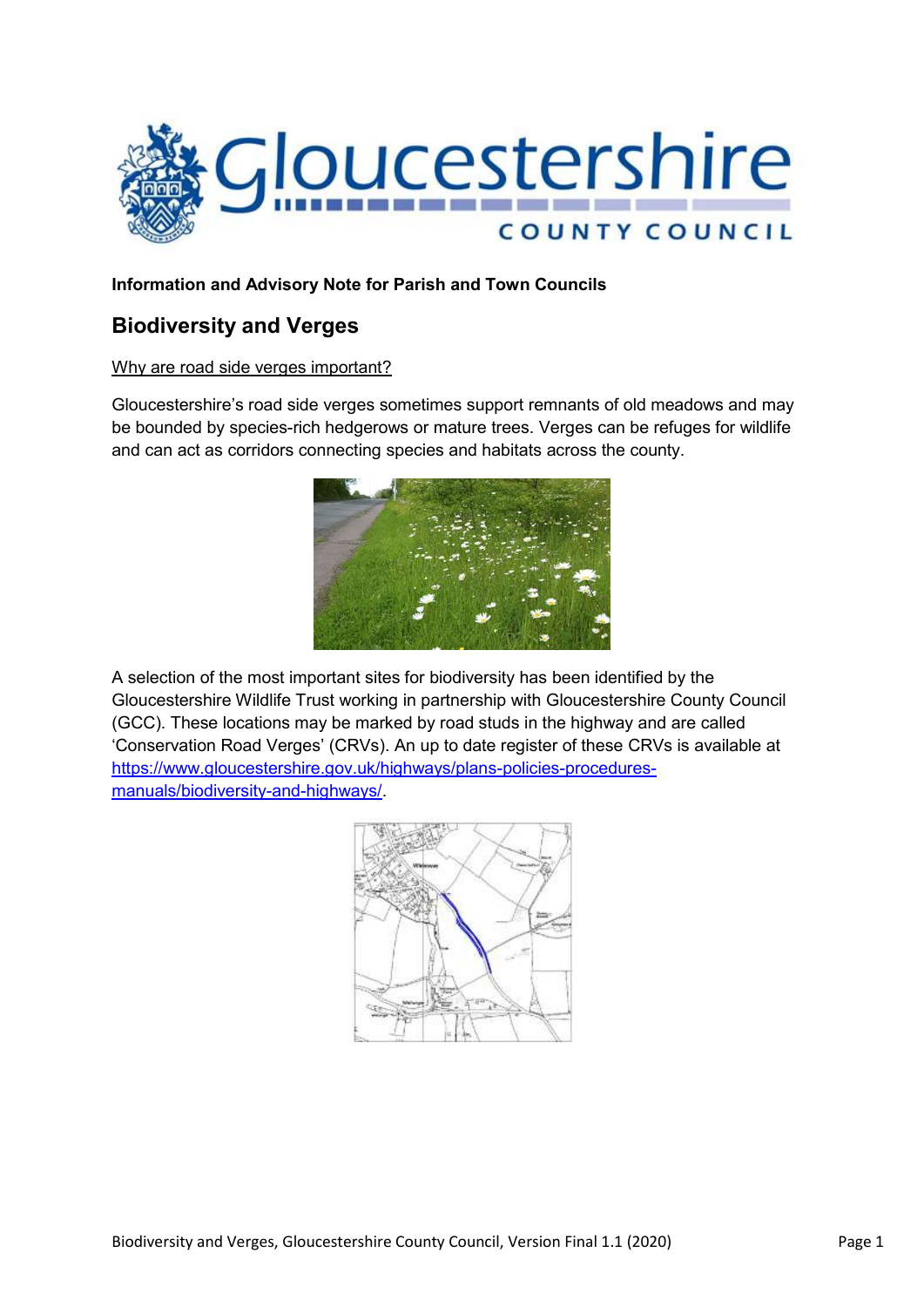**Information and Advisory Note for Parish and Town Councils**

## Biodiversity and Verges

Why are road side verges important?

Gloucestershire's road side verges sometimes support remnants of old meadows and may be bounded by species-rich hedgerows or mature trees. Verges can be refuges for wildlife and can act as corridors connecting species and habitats across the county.

A selection of the most important sites for biodiversity has been identified by the Gloucestershire Wildlife Trust working in partnership with Gloucestershire County Council (GCC). These locations may be marked by road studs in the highway and are called 'Conservation Road Verges' (CRVs). An up to date register of these CRVs is available at [https://www.gloucestershire.gov.uk/highways/plans-policies-procedures-manuals/biodiversity-and-highways/](https://www.gloucestershire.gov.uk/highways/plans-policies-procedures-manuals/biodiversity-and-highways/).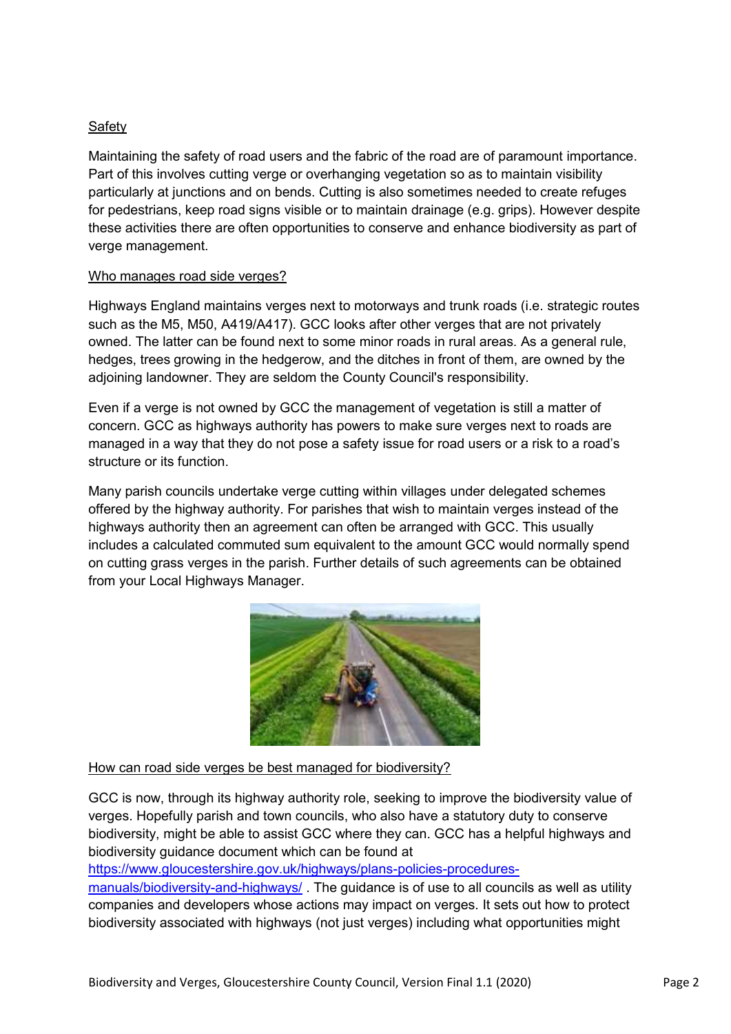## Safety

Maintaining the safety of road users and the fabric of the road are of paramount importance. Part of this involves cutting verge or overhanging vegetation so as to maintain visibility particularly at junctions and on bends. Cutting is also sometimes needed to create refuges for pedestrians, keep road signs visible or to maintain drainage (e.g. grips). However despite these activities there are often opportunities to conserve and enhance biodiversity as part of verge management.

## Who manages road side verges?

Highways England maintains verges next to motorways and trunk roads (i.e. strategic routes such as the M5, M50, A419/A417). GCC looks after other verges that are not privately owned. The latter can be found next to some minor roads in rural areas. As a general rule, hedges, trees growing in the hedgerow, and the ditches in front of them, are owned by the adjoining landowner. They are seldom the County Council's responsibility.

Even if a verge is not owned by GCC the management of vegetation is still a matter of concern. GCC as highways authority has powers to make sure verges next to roads are managed in a way that they do not pose a safety issue for road users or a risk to a road's structure or its function.

Many parish councils undertake verge cutting within villages under delegated schemes offered by the highway authority. For parishes that wish to maintain verges instead of the highways authority then an agreement can often be arranged with GCC. This usually includes a calculated commuted sum equivalent to the amount GCC would normally spend on cutting grass verges in the parish. Further details of such agreements can be obtained from your Local Highways Manager.

## How can road side verges be best managed for biodiversity?

GCC is now, through its highway authority role, seeking to improve the biodiversity value of verges. Hopefully parish and town councils, who also have a statutory duty to conserve biodiversity, might be able to assist GCC where they can. GCC has a helpful highways and biodiversity guidance document which can be found at [https://www.gloucestershire.gov.uk/highways/plans-policies-procedures-manuals/biodiversity-and-highways/](https://www.gloucestershire.gov.uk/highways/plans-policies-procedures-manuals/biodiversity-and-highways/) . The guidance is of use to all councils as well as utility companies and developers whose actions may impact on verges. It sets out how to protect biodiversity associated with highways (not just verges) including what opportunities might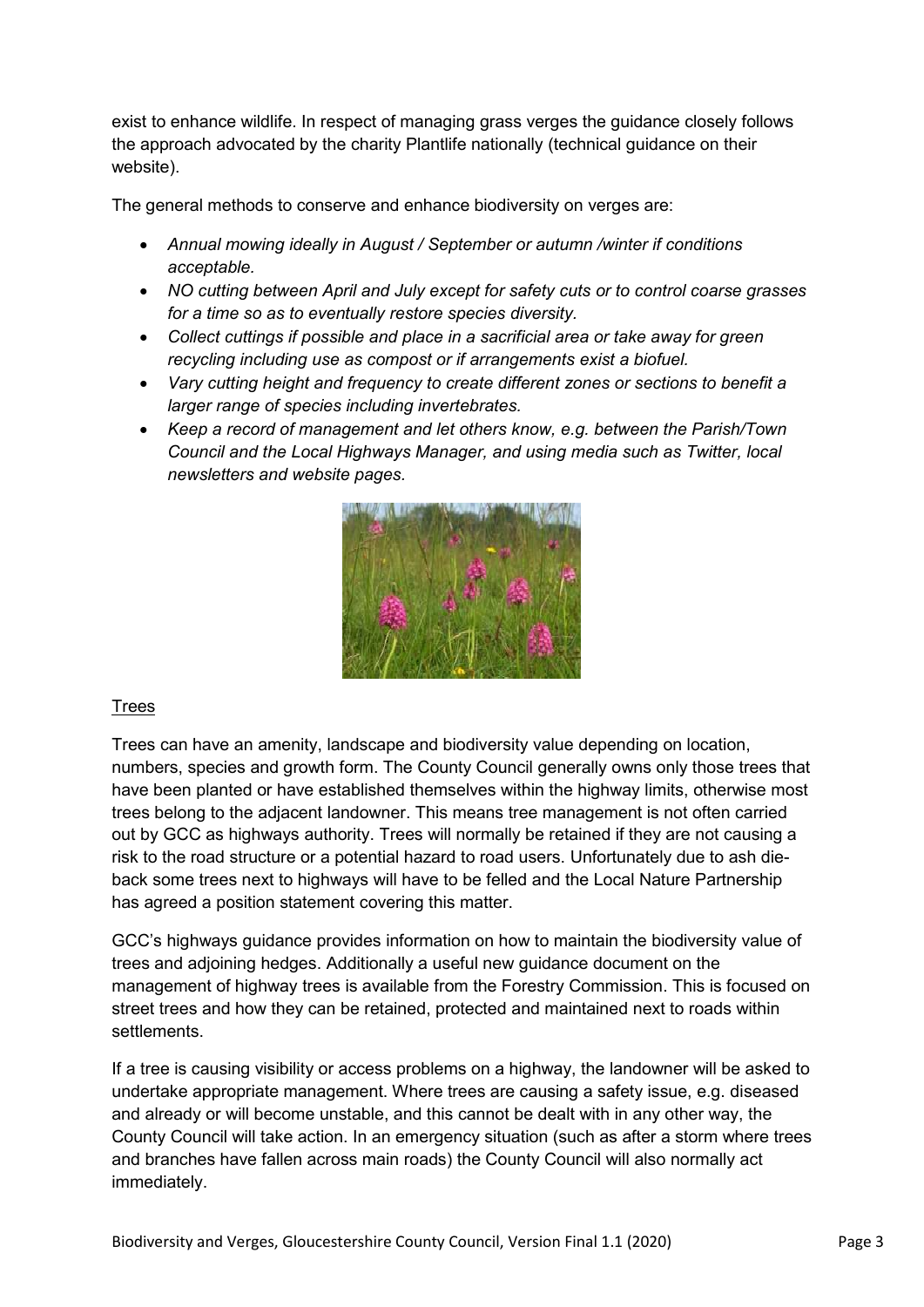exist to enhance wildlife. In respect of managing grass verges the guidance closely follows the approach advocated by the charity Plantlife nationally (technical guidance on their website).

The general methods to conserve and enhance biodiversity on verges are:

- *Annual mowing ideally in August / September or autumn /winter if conditions acceptable.*
- *NO cutting between April and July except for safety cuts or to control coarse grasses for a time so as to eventually restore species diversity.*
- *Collect cuttings if possible and place in a sacrificial area or take away for green recycling including use as compost or if arrangements exist a biofuel.*
- *Vary cutting height and frequency to create different zones or sections to benefit a larger range of species including invertebrates.*
- *Keep a record of management and let others know, e.g. between the Parish/Town Council and the Local Highways Manager, and using media such as Twitter, local newsletters and website pages.*

## Trees

Trees can have an amenity, landscape and biodiversity value depending on location, numbers, species and growth form. The County Council generally owns only those trees that have been planted or have established themselves within the highway limits, otherwise most trees belong to the adjacent landowner. This means tree management is not often carried out by GCC as highways authority. Trees will normally be retained if they are not causing a risk to the road structure or a potential hazard to road users. Unfortunately due to ash die-back some trees next to highways will have to be felled and the Local Nature Partnership has agreed a position statement covering this matter.

GCC's highways guidance provides information on how to maintain the biodiversity value of trees and adjoining hedges. Additionally a useful new guidance document on the management of highway trees is available from the Forestry Commission. This is focused on street trees and how they can be retained, protected and maintained next to roads within settlements.

If a tree is causing visibility or access problems on a highway, the landowner will be asked to undertake appropriate management. Where trees are causing a safety issue, e.g. diseased and already or will become unstable, and this cannot be dealt with in any other way, the County Council will take action. In an emergency situation (such as after a storm where trees and branches have fallen across main roads) the County Council will also normally act immediately.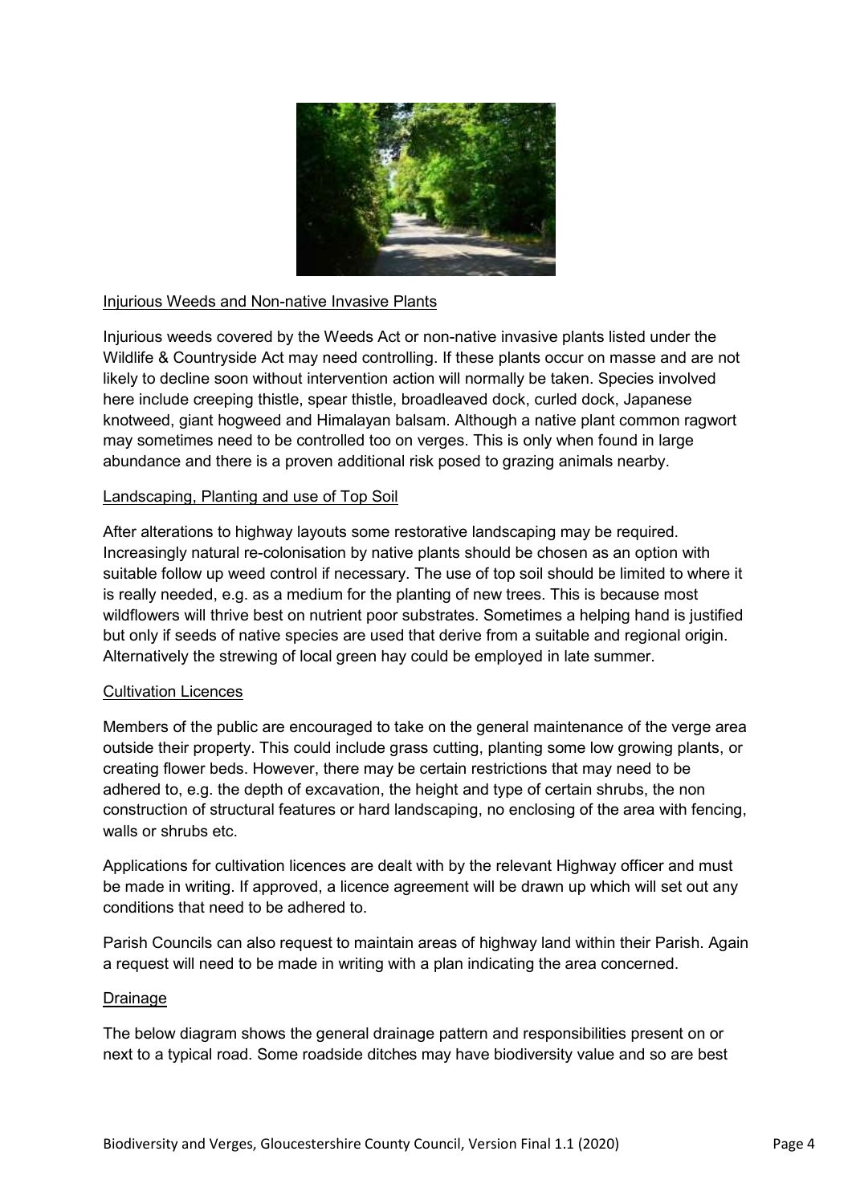## Injurious Weeds and Non-native Invasive Plants

Injurious weeds covered by the Weeds Act or non-native invasive plants listed under the Wildlife & Countryside Act may need controlling. If these plants occur on masse and are not likely to decline soon without intervention action will normally be taken. Species involved here include creeping thistle, spear thistle, broadleaved dock, curled dock, Japanese knotweed, giant hogweed and Himalayan balsam. Although a native plant common ragwort may sometimes need to be controlled too on verges. This is only when found in large abundance and there is a proven additional risk posed to grazing animals nearby.

## Landscaping, Planting and use of Top Soil

After alterations to highway layouts some restorative landscaping may be required. Increasingly natural re-colonisation by native plants should be chosen as an option with suitable follow up weed control if necessary. The use of top soil should be limited to where it is really needed, e.g. as a medium for the planting of new trees. This is because most wildflowers will thrive best on nutrient poor substrates. Sometimes a helping hand is justified but only if seeds of native species are used that derive from a suitable and regional origin. Alternatively the strewing of local green hay could be employed in late summer.

## Cultivation Licences

Members of the public are encouraged to take on the general maintenance of the verge area outside their property. This could include grass cutting, planting some low growing plants, or creating flower beds. However, there may be certain restrictions that may need to be adhered to, e.g. the depth of excavation, the height and type of certain shrubs, the non construction of structural features or hard landscaping, no enclosing of the area with fencing, walls or shrubs etc.

Applications for cultivation licences are dealt with by the relevant Highway officer and must be made in writing. If approved, a licence agreement will be drawn up which will set out any conditions that need to be adhered to.

Parish Councils can also request to maintain areas of highway land within their Parish. Again a request will need to be made in writing with a plan indicating the area concerned.

## Drainage

The below diagram shows the general drainage pattern and responsibilities present on or next to a typical road. Some roadside ditches may have biodiversity value and so are best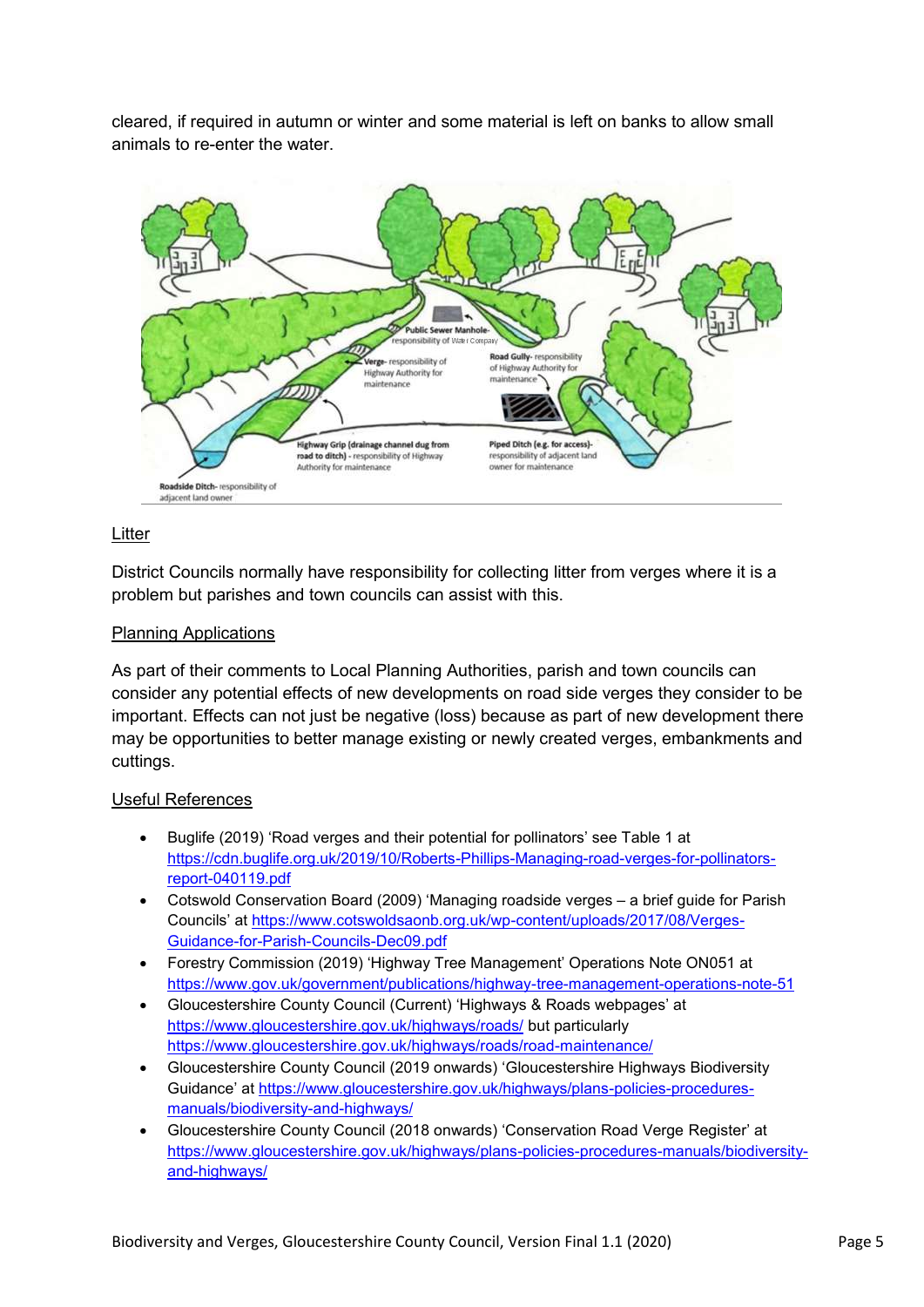cleared, if required in autumn or winter and some material is left on banks to allow small animals to re-enter the water.

## Litter

District Councils normally have responsibility for collecting litter from verges where it is a problem but parishes and town councils can assist with this.

## Planning Applications

As part of their comments to Local Planning Authorities, parish and town councils can consider any potential effects of new developments on road side verges they consider to be important. Effects can not just be negative (loss) because as part of new development there may be opportunities to better manage existing or newly created verges, embankments and cuttings.

## Useful References

- Buglife (2019) 'Road verges and their potential for pollinators' see Table 1 at https://cdn.buglife.org.uk/2019/10/Roberts-Phillips-Managing-road-verges-for-pollinators-report-040119.pdf
- Cotswold Conservation Board (2009) 'Managing roadside verges – a brief guide for Parish Councils' at https://www.cotswoldsaonb.org.uk/wp-content/uploads/2017/08/Verges-Guidance-for-Parish-Councils-Dec09.pdf
- Forestry Commission (2019) 'Highway Tree Management' Operations Note ON051 at https://www.gov.uk/government/publications/highway-tree-management-operations-note-51
- Gloucestershire County Council (Current) 'Highways & Roads webpages' at https://www.gloucestershire.gov.uk/highways/roads/ but particularly https://www.gloucestershire.gov.uk/highways/roads/road-maintenance/
- Gloucestershire County Council (2019 onwards) 'Gloucestershire Highways Biodiversity Guidance' at https://www.gloucestershire.gov.uk/highways/plans-policies-procedures-manuals/biodiversity-and-highways/
- Gloucestershire County Council (2018 onwards) 'Conservation Road Verge Register' at https://www.gloucestershire.gov.uk/highways/plans-policies-procedures-manuals/biodiversity-and-highways/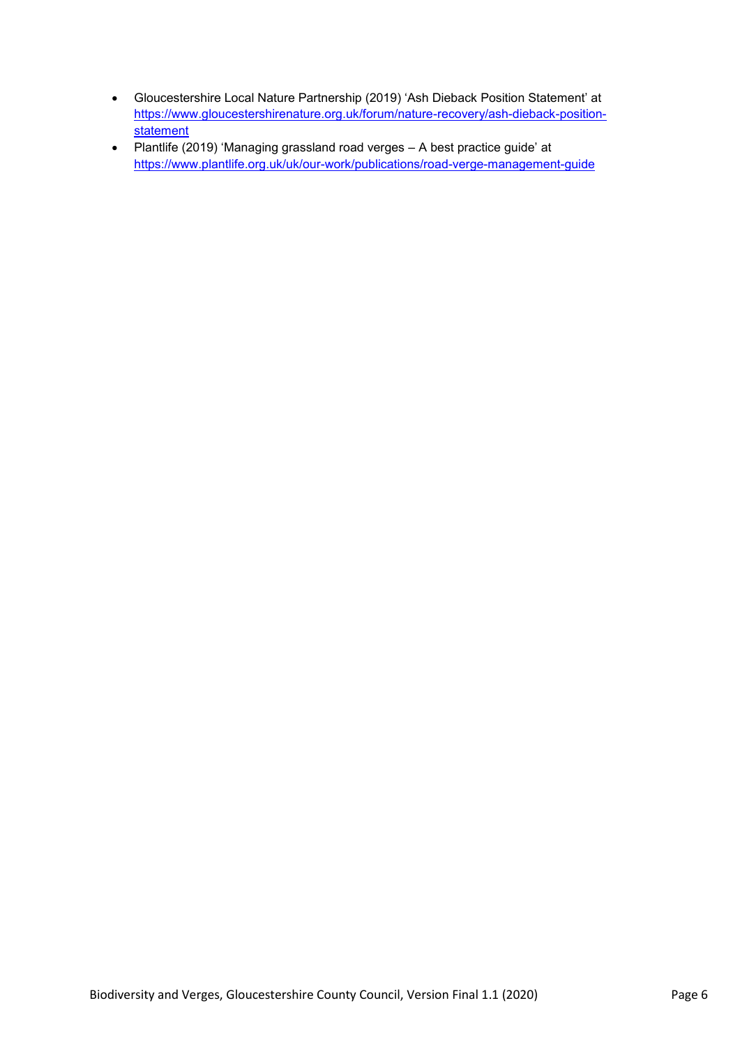- Gloucestershire Local Nature Partnership (2019) 'Ash Dieback Position Statement' at https://www.gloucestershirenature.org.uk/forum/nature-recovery/ash-dieback-position-statement
- Plantlife (2019) 'Managing grassland road verges – A best practice guide' at https://www.plantlife.org.uk/uk/our-work/publications/road-verge-management-guide